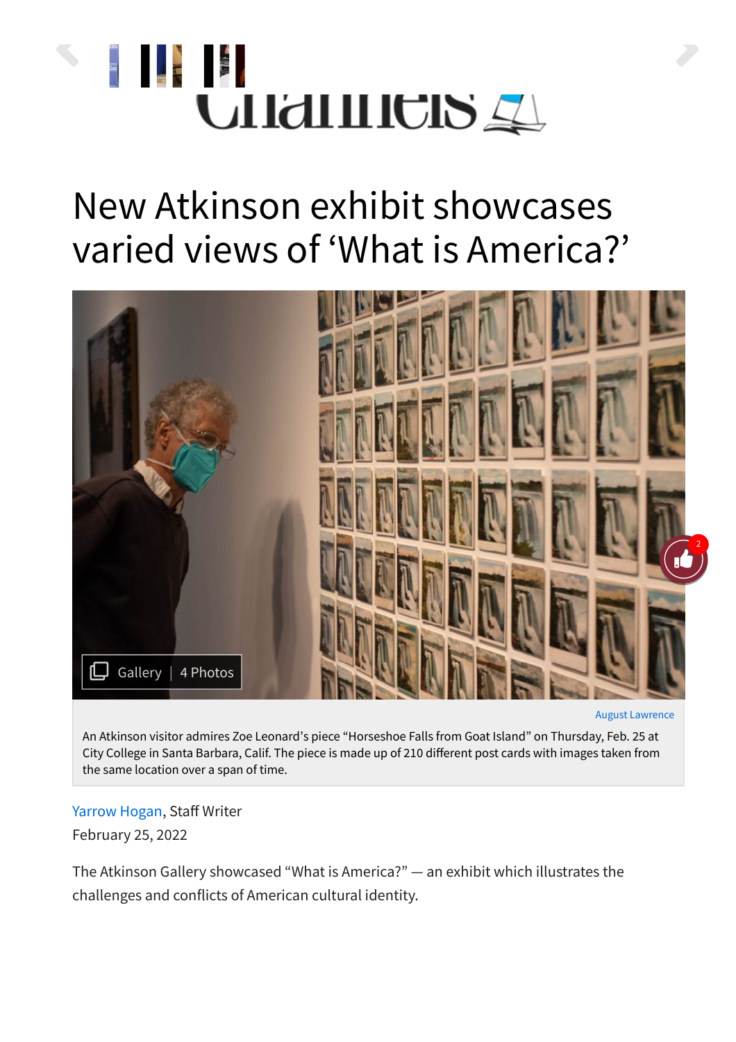# New Atkinson exhibit showcases varied views of 'What is America?'

Gallery | 4 Photos

August Lawrence

An Atkinson visitor admires Zoe Leonard's piece "Horseshoe Falls from Goat Island" on Thursday, Feb. 25 at City College in Santa Barbara, Calif. The piece is made up of 210 different post cards with images taken from the same location over a span of time.

Yarrow Hogan, Staff Writer
February 25, 2022

The Atkinson Gallery showcased "What is America?" — an exhibit which illustrates the challenges and conflicts of American cultural identity.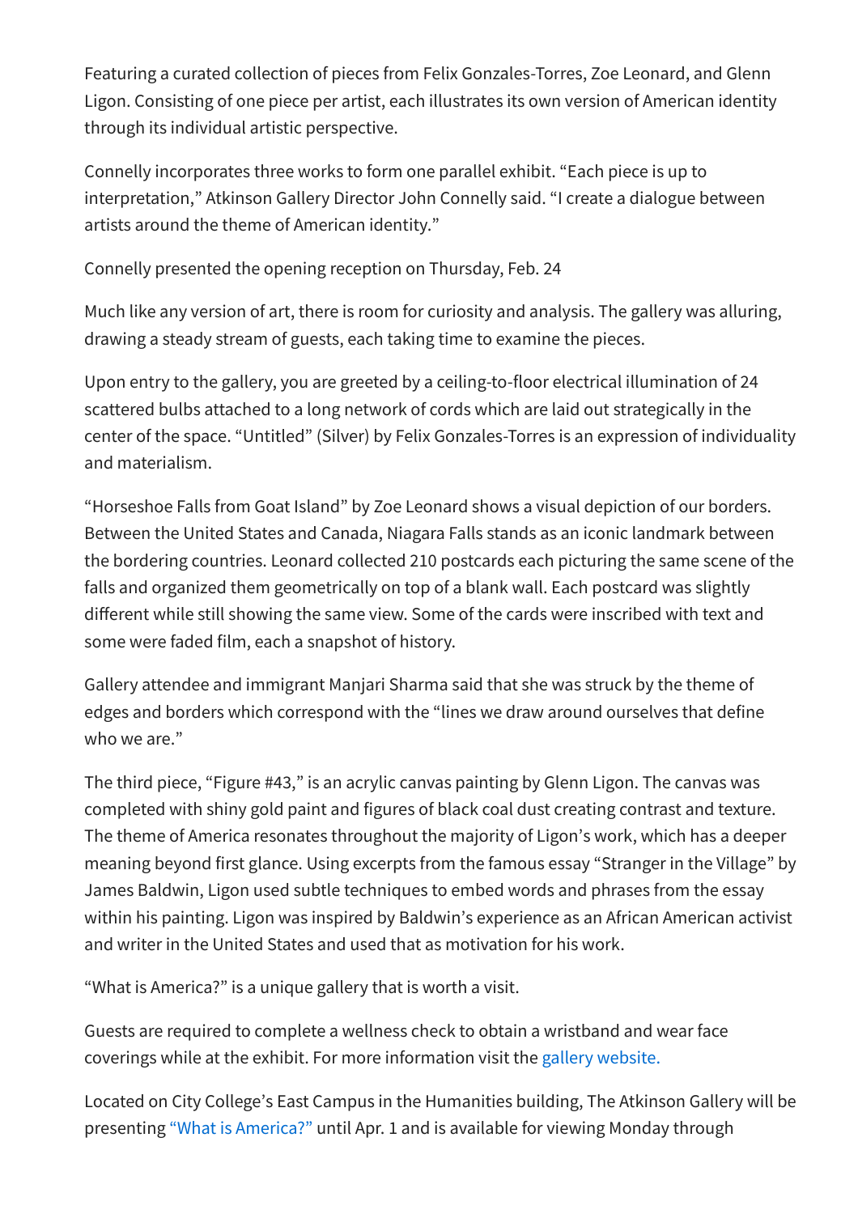Featuring a curated collection of pieces from Felix Gonzales-Torres, Zoe Leonard, and Glenn Ligon. Consisting of one piece per artist, each illustrates its own version of American identity through its individual artistic perspective.

Connelly incorporates three works to form one parallel exhibit. "Each piece is up to interpretation," Atkinson Gallery Director John Connelly said. "I create a dialogue between artists around the theme of American identity."

Connelly presented the opening reception on Thursday, Feb. 24

Much like any version of art, there is room for curiosity and analysis. The gallery was alluring, drawing a steady stream of guests, each taking time to examine the pieces.

Upon entry to the gallery, you are greeted by a ceiling-to-floor electrical illumination of 24 scattered bulbs attached to a long network of cords which are laid out strategically in the center of the space. "Untitled" (Silver) by Felix Gonzales-Torres is an expression of individuality and materialism.

"Horseshoe Falls from Goat Island" by Zoe Leonard shows a visual depiction of our borders. Between the United States and Canada, Niagara Falls stands as an iconic landmark between the bordering countries. Leonard collected 210 postcards each picturing the same scene of the falls and organized them geometrically on top of a blank wall. Each postcard was slightly different while still showing the same view. Some of the cards were inscribed with text and some were faded film, each a snapshot of history.

Gallery attendee and immigrant Manjari Sharma said that she was struck by the theme of edges and borders which correspond with the "lines we draw around ourselves that define who we are."

The third piece, "Figure #43," is an acrylic canvas painting by Glenn Ligon. The canvas was completed with shiny gold paint and figures of black coal dust creating contrast and texture. The theme of America resonates throughout the majority of Ligon's work, which has a deeper meaning beyond first glance. Using excerpts from the famous essay "Stranger in the Village" by James Baldwin, Ligon used subtle techniques to embed words and phrases from the essay within his painting. Ligon was inspired by Baldwin's experience as an African American activist and writer in the United States and used that as motivation for his work.

"What is America?" is a unique gallery that is worth a visit.

Guests are required to complete a wellness check to obtain a wristband and wear face coverings while at the exhibit. For more information visit the gallery website.

Located on City College's East Campus in the Humanities building, The Atkinson Gallery will be presenting "What is America?" until Apr. 1 and is available for viewing Monday through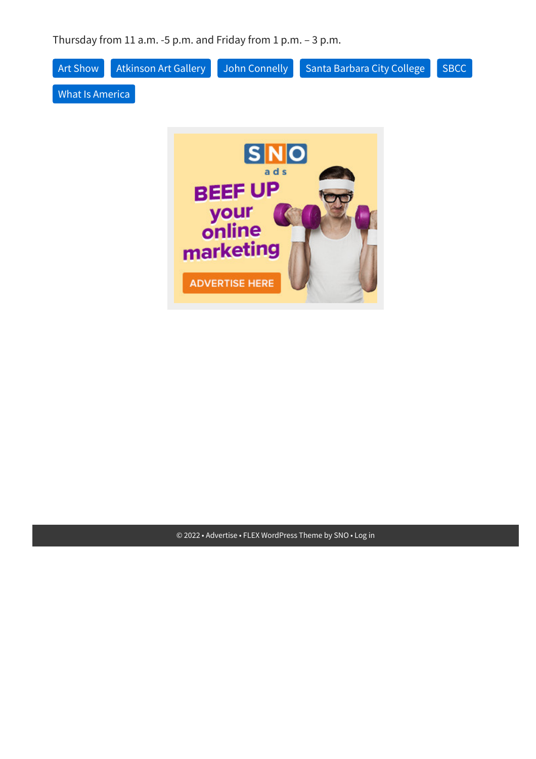Thursday from 11 a.m. -5 p.m. and Friday from 1 p.m. – 3 p.m.

Art Show | Atkinson Art Gallery | John Connelly | Santa Barbara City College | SBCC | What Is America

© 2022 • Advertise • FLEX WordPress Theme by SNO • Log in